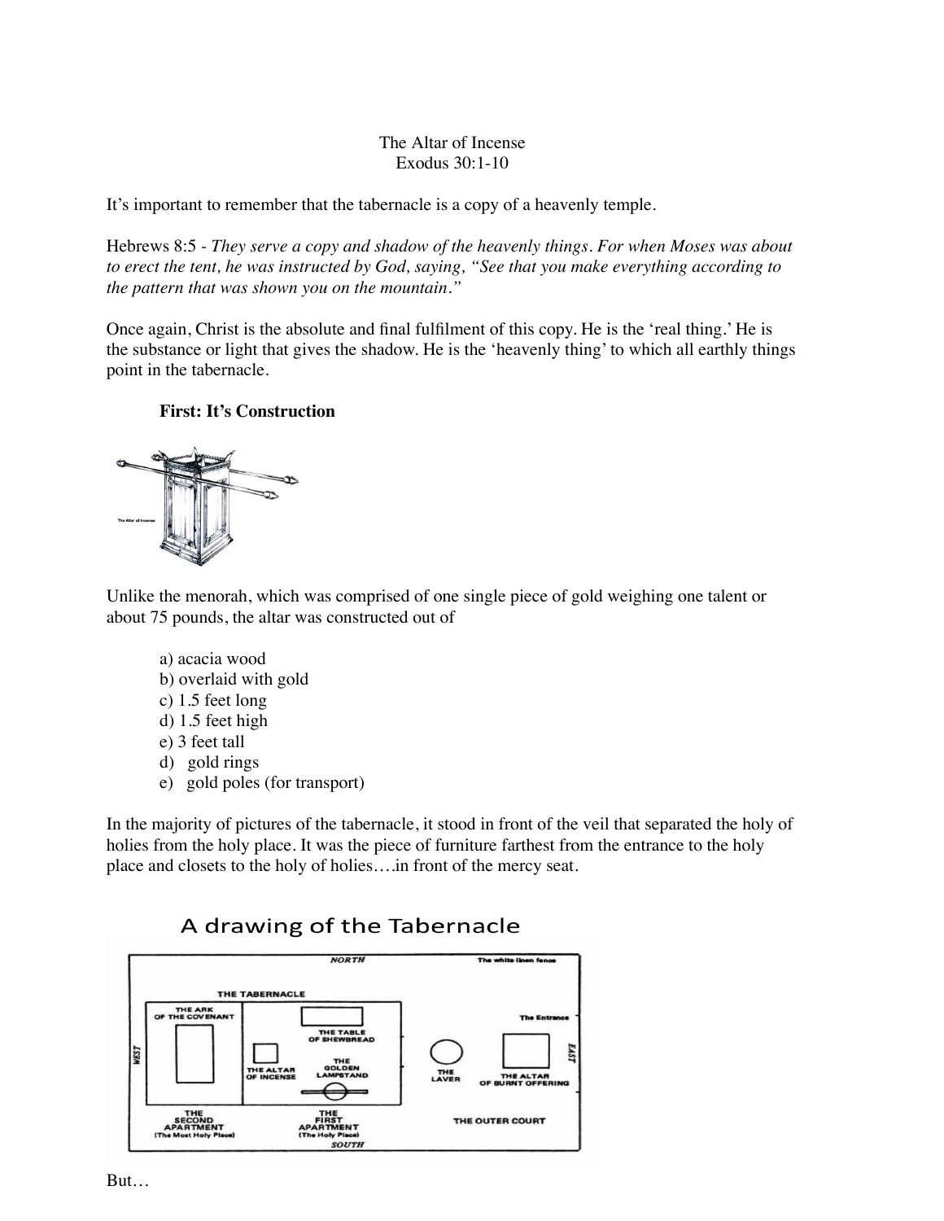The Altar of Incense
Exodus 30:1-10

It's important to remember that the tabernacle is a copy of a heavenly temple.

Hebrews 8:5 - *They serve a copy and shadow of the heavenly things. For when Moses was about to erect the tent, he was instructed by God, saying, "See that you make everything according to the pattern that was shown you on the mountain."*

Once again, Christ is the absolute and final fulfilment of this copy. He is the 'real thing.' He is the substance or light that gives the shadow. He is the 'heavenly thing' to which all earthly things point in the tabernacle.

**First: It's Construction**

The Altar of Incense

Unlike the menorah, which was comprised of one single piece of gold weighing one talent or about 75 pounds, the altar was constructed out of

a) acacia wood
b) overlaid with gold
c) 1.5 feet long
d) 1.5 feet high
e) 3 feet tall
d) gold rings
e) gold poles (for transport)

In the majority of pictures of the tabernacle, it stood in front of the veil that separated the holy of holies from the holy place. It was the piece of furniture farthest from the entrance to the holy place and closets to the holy of holies….in front of the mercy seat.

A drawing of the Tabernacle

NORTH
The white linen fence
THE TABERNACLE
THE ARK OF THE COVENANT
THE TABLE OF SHEWBREAD
The Entrance
WEST
THE ALTAR OF INCENSE
THE GOLDEN LAMPSTAND
THE LAVER
THE ALTAR OF BURNT OFFERING
EAST
THE SECOND APARTMENT (The Most Holy Place)
THE FIRST APARTMENT (The Holy Place)
THE OUTER COURT
SOUTH

But…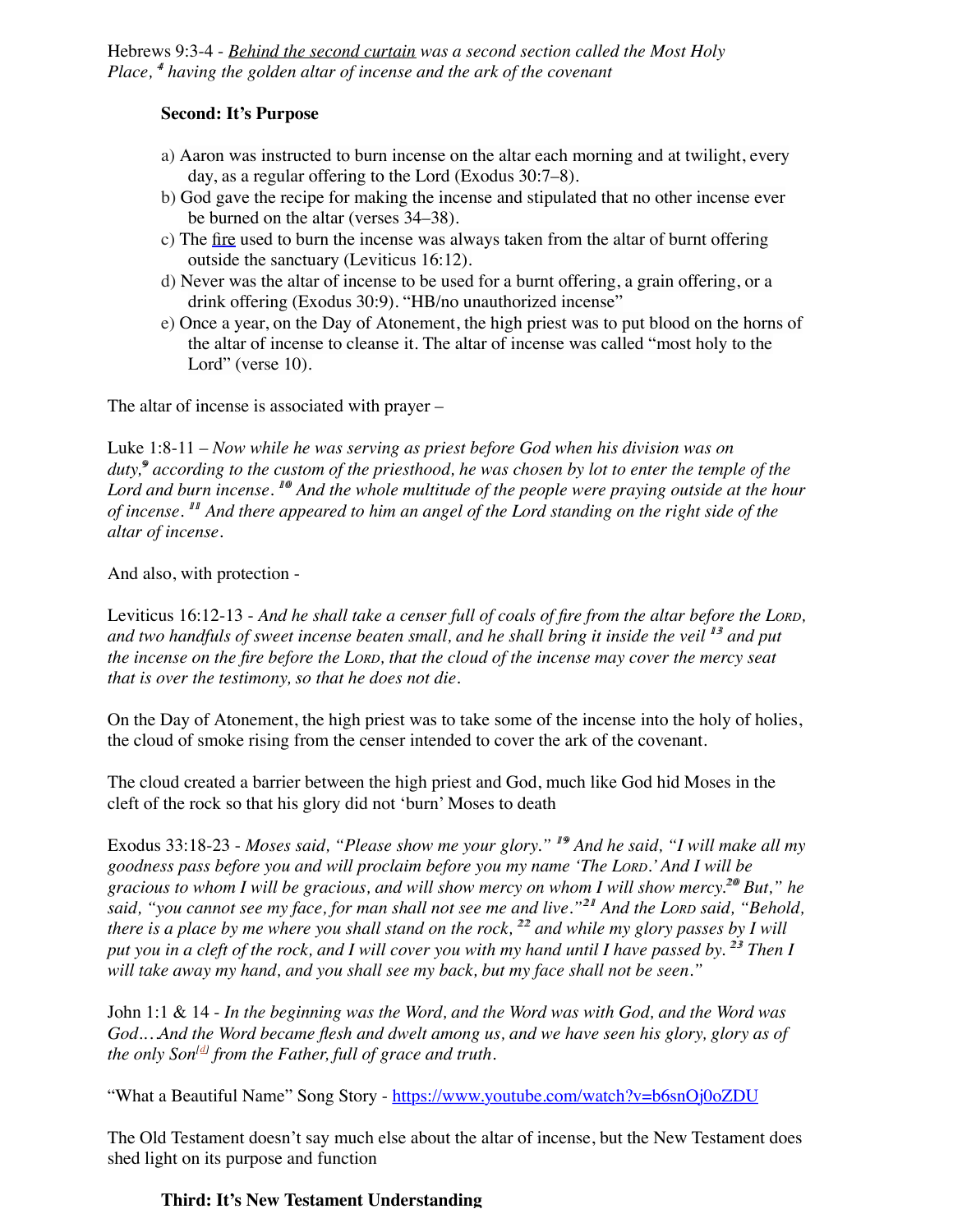Hebrews 9:3-4 - *Behind the second curtain was a second section called the Most Holy Place, [4] having the golden altar of incense and the ark of the covenant*

**Second: It's Purpose**

a) Aaron was instructed to burn incense on the altar each morning and at twilight, every day, as a regular offering to the Lord (Exodus 30:7–8).

b) God gave the recipe for making the incense and stipulated that no other incense ever be burned on the altar (verses 34–38).

c) The fire used to burn the incense was always taken from the altar of burnt offering outside the sanctuary (Leviticus 16:12).

d) Never was the altar of incense to be used for a burnt offering, a grain offering, or a drink offering (Exodus 30:9). "HB/no unauthorized incense"

e) Once a year, on the Day of Atonement, the high priest was to put blood on the horns of the altar of incense to cleanse it. The altar of incense was called "most holy to the Lord" (verse 10).

The altar of incense is associated with prayer –

Luke 1:8-11 – *Now while he was serving as priest before God when his division was on duty, [9] according to the custom of the priesthood, he was chosen by lot to enter the temple of the Lord and burn incense. [10] And the whole multitude of the people were praying outside at the hour of incense. [11] And there appeared to him an angel of the Lord standing on the right side of the altar of incense.*

And also, with protection -

Leviticus 16:12-13 - *And he shall take a censer full of coals of fire from the altar before the LORD, and two handfuls of sweet incense beaten small, and he shall bring it inside the veil [13] and put the incense on the fire before the LORD, that the cloud of the incense may cover the mercy seat that is over the testimony, so that he does not die.*

On the Day of Atonement, the high priest was to take some of the incense into the holy of holies, the cloud of smoke rising from the censer intended to cover the ark of the covenant.

The cloud created a barrier between the high priest and God, much like God hid Moses in the cleft of the rock so that his glory did not 'burn' Moses to death

Exodus 33:18-23 - *Moses said, "Please show me your glory." [19] And he said, "I will make all my goodness pass before you and will proclaim before you my name 'The LORD.' And I will be gracious to whom I will be gracious, and will show mercy on whom I will show mercy.[20] But," he said, "you cannot see my face, for man shall not see me and live."[21] And the LORD said, "Behold, there is a place by me where you shall stand on the rock, [22] and while my glory passes by I will put you in a cleft of the rock, and I will cover you with my hand until I have passed by. [23] Then I will take away my hand, and you shall see my back, but my face shall not be seen."*

John 1:1 & 14 - *In the beginning was the Word, and the Word was with God, and the Word was God… And the Word became flesh and dwelt among us, and we have seen his glory, glory as of the only Son[d] from the Father, full of grace and truth.*

"What a Beautiful Name" Song Story - https://www.youtube.com/watch?v=b6snOj0oZDU

The Old Testament doesn't say much else about the altar of incense, but the New Testament does shed light on its purpose and function

**Third: It's New Testament Understanding**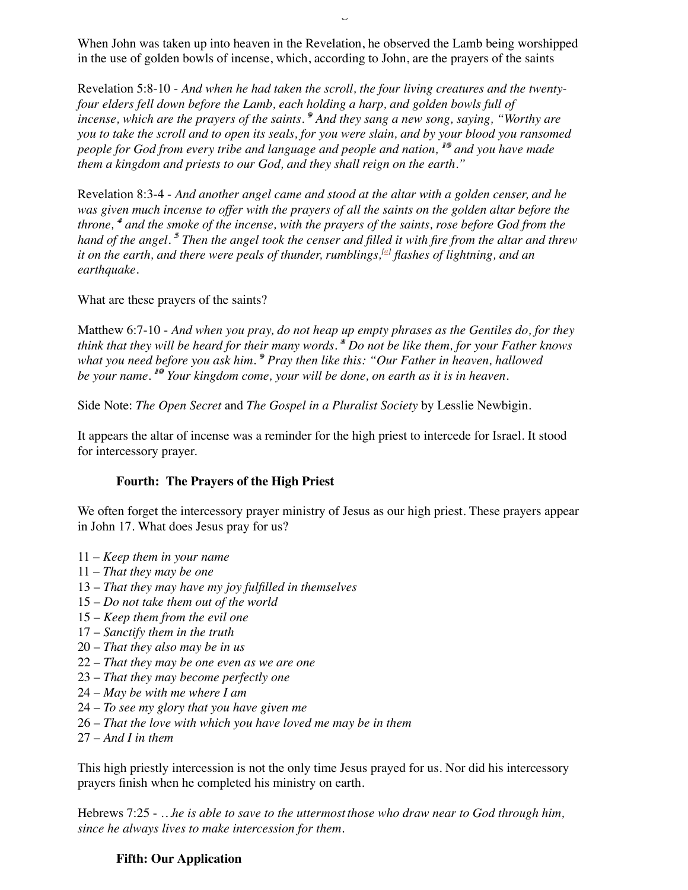When John was taken up into heaven in the Revelation, he observed the Lamb being worshipped in the use of golden bowls of incense, which, according to John, are the prayers of the saints

Revelation 5:8-10 - *And when he had taken the scroll, the four living creatures and the twenty-four elders fell down before the Lamb, each holding a harp, and golden bowls full of incense, which are the prayers of the saints. [9] And they sang a new song, saying, "Worthy are you to take the scroll and to open its seals, for you were slain, and by your blood you ransomed people for God from every tribe and language and people and nation, [10] and you have made them a kingdom and priests to our God, and they shall reign on the earth."*

Revelation 8:3-4 - *And another angel came and stood at the altar with a golden censer, and he was given much incense to offer with the prayers of all the saints on the golden altar before the throne, [4] and the smoke of the incense, with the prayers of the saints, rose before God from the hand of the angel. [5] Then the angel took the censer and filled it with fire from the altar and threw it on the earth, and there were peals of thunder, rumblings,[a] flashes of lightning, and an earthquake.*

What are these prayers of the saints?

Matthew 6:7-10 - *And when you pray, do not heap up empty phrases as the Gentiles do, for they think that they will be heard for their many words. [8] Do not be like them, for your Father knows what you need before you ask him. [9] Pray then like this: "Our Father in heaven, hallowed be your name. [10] Your kingdom come, your will be done, on earth as it is in heaven.*

Side Note: *The Open Secret* and *The Gospel in a Pluralist Society* by Lesslie Newbigin.

It appears the altar of incense was a reminder for the high priest to intercede for Israel. It stood for intercessory prayer.

**Fourth: The Prayers of the High Priest**

We often forget the intercessory prayer ministry of Jesus as our high priest. These prayers appear in John 17. What does Jesus pray for us?

11 – *Keep them in your name*
11 – *That they may be one*
13 – *That they may have my joy fulfilled in themselves*
15 – *Do not take them out of the world*
15 – *Keep them from the evil one*
17 – *Sanctify them in the truth*
20 – *That they also may be in us*
22 – *That they may be one even as we are one*
23 – *That they may become perfectly one*
24 – *May be with me where I am*
24 – *To see my glory that you have given me*
26 – *That the love with which you have loved me may be in them*
27 – *And I in them*

This high priestly intercession is not the only time Jesus prayed for us. Nor did his intercessory prayers finish when he completed his ministry on earth.

Hebrews 7:25 - *…he is able to save to the uttermost those who draw near to God through him, since he always lives to make intercession for them.*

**Fifth: Our Application**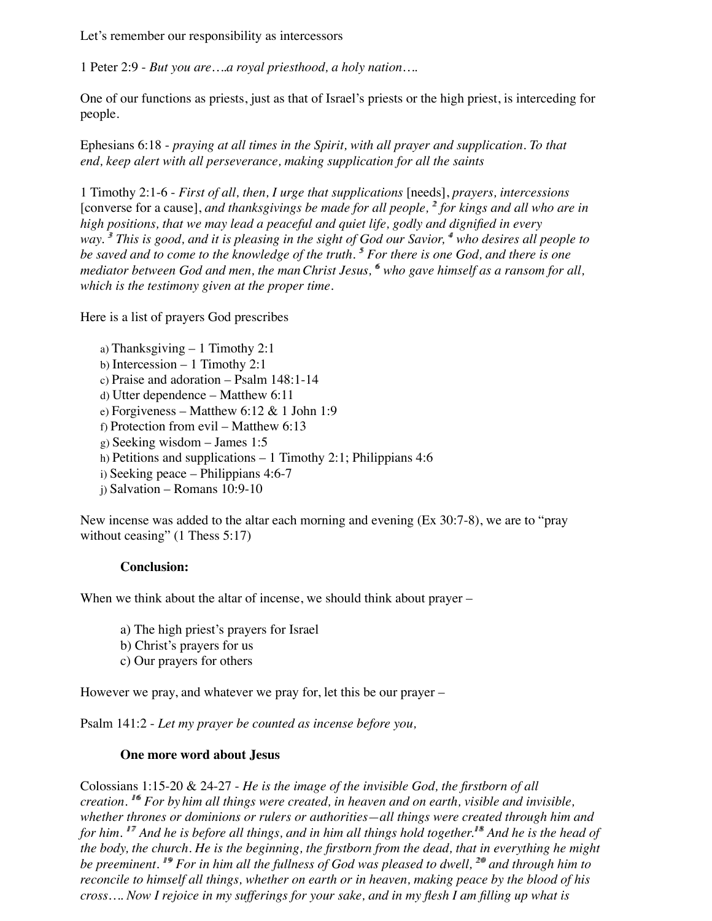Let's remember our responsibility as intercessors

1 Peter 2:9 - *But you are….a royal priesthood, a holy nation….*

One of our functions as priests, just as that of Israel's priests or the high priest, is interceding for people.

Ephesians 6:18 - *praying at all times in the Spirit, with all prayer and supplication. To that end, keep alert with all perseverance, making supplication for all the saints*

1 Timothy 2:1-6 - *First of all, then, I urge that supplications* [needs], *prayers, intercessions* [converse for a cause], *and thanksgivings be made for all people, [2] for kings and all who are in high positions, that we may lead a peaceful and quiet life, godly and dignified in every way. [3] This is good, and it is pleasing in the sight of God our Savior, [4] who desires all people to be saved and to come to the knowledge of the truth. [5] For there is one God, and there is one mediator between God and men, the man Christ Jesus, [6] who gave himself as a ransom for all, which is the testimony given at the proper time.*

Here is a list of prayers God prescribes

a) Thanksgiving – 1 Timothy 2:1
b) Intercession – 1 Timothy 2:1
c) Praise and adoration – Psalm 148:1-14
d) Utter dependence – Matthew 6:11
e) Forgiveness – Matthew 6:12 & 1 John 1:9
f) Protection from evil – Matthew 6:13
g) Seeking wisdom – James 1:5
h) Petitions and supplications – 1 Timothy 2:1; Philippians 4:6
i) Seeking peace – Philippians 4:6-7
j) Salvation – Romans 10:9-10

New incense was added to the altar each morning and evening (Ex 30:7-8), we are to "pray without ceasing" (1 Thess 5:17)

**Conclusion:**

When we think about the altar of incense, we should think about prayer –

a) The high priest's prayers for Israel
b) Christ's prayers for us
c) Our prayers for others

However we pray, and whatever we pray for, let this be our prayer –

Psalm 141:2 - *Let my prayer be counted as incense before you,*

**One more word about Jesus**

Colossians 1:15-20 & 24-27 - *He is the image of the invisible God, the firstborn of all creation. [16] For by him all things were created, in heaven and on earth, visible and invisible, whether thrones or dominions or rulers or authorities—all things were created through him and for him. [17] And he is before all things, and in him all things hold together. [18] And he is the head of the body, the church. He is the beginning, the firstborn from the dead, that in everything he might be preeminent. [19] For in him all the fullness of God was pleased to dwell, [20] and through him to reconcile to himself all things, whether on earth or in heaven, making peace by the blood of his cross…. Now I rejoice in my sufferings for your sake, and in my flesh I am filling up what is*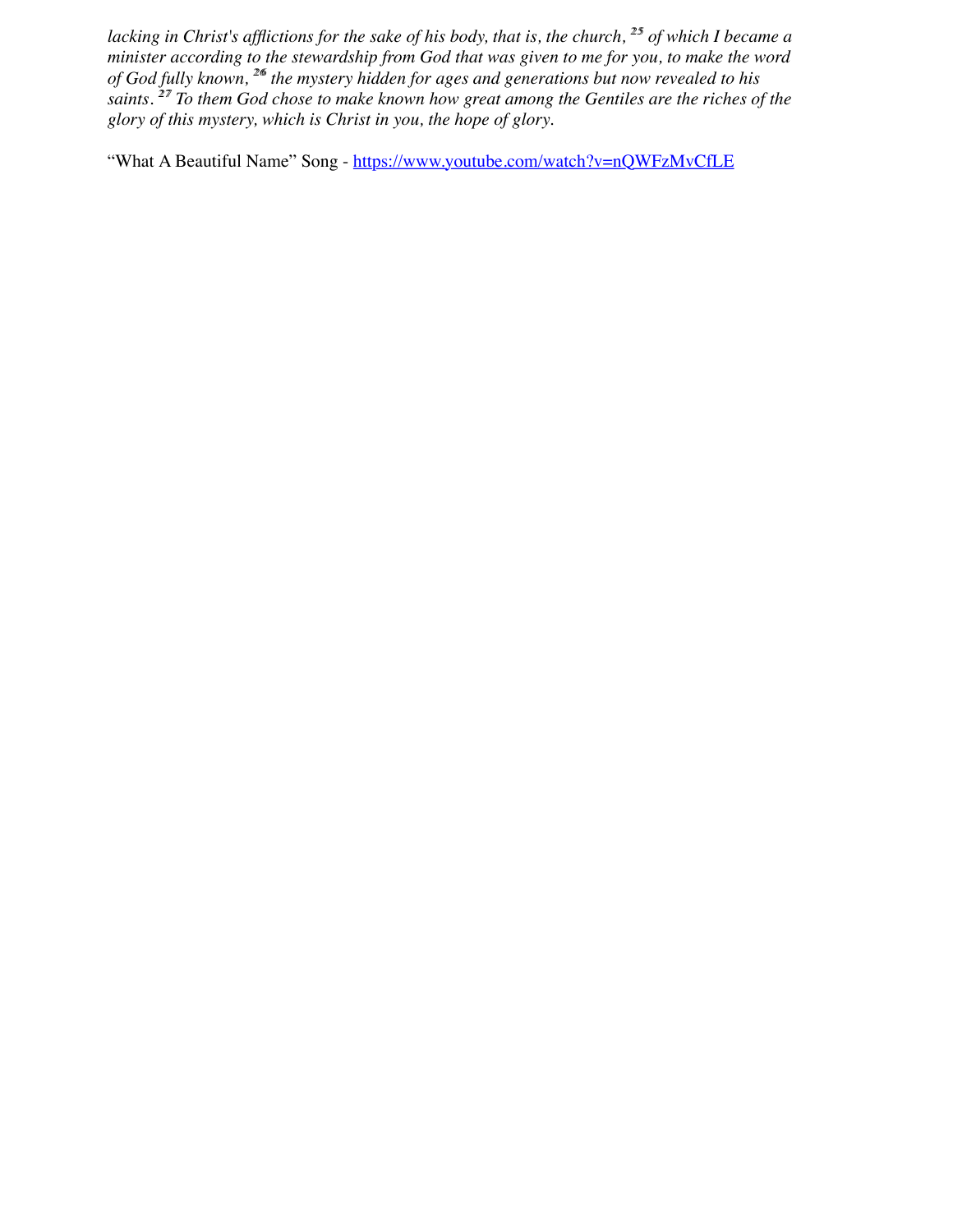*lacking in Christ's afflictions for the sake of his body, that is, the church,* [25] *of which I became a minister according to the stewardship from God that was given to me for you, to make the word of God fully known,* [26] *the mystery hidden for ages and generations but now revealed to his saints.* [27] *To them God chose to make known how great among the Gentiles are the riches of the glory of this mystery, which is Christ in you, the hope of glory.*

"What A Beautiful Name" Song - [https://www.youtube.com/watch?v=nQWFzMvCfLE](https://www.youtube.com/watch?v=nQWFzMvCfLE)